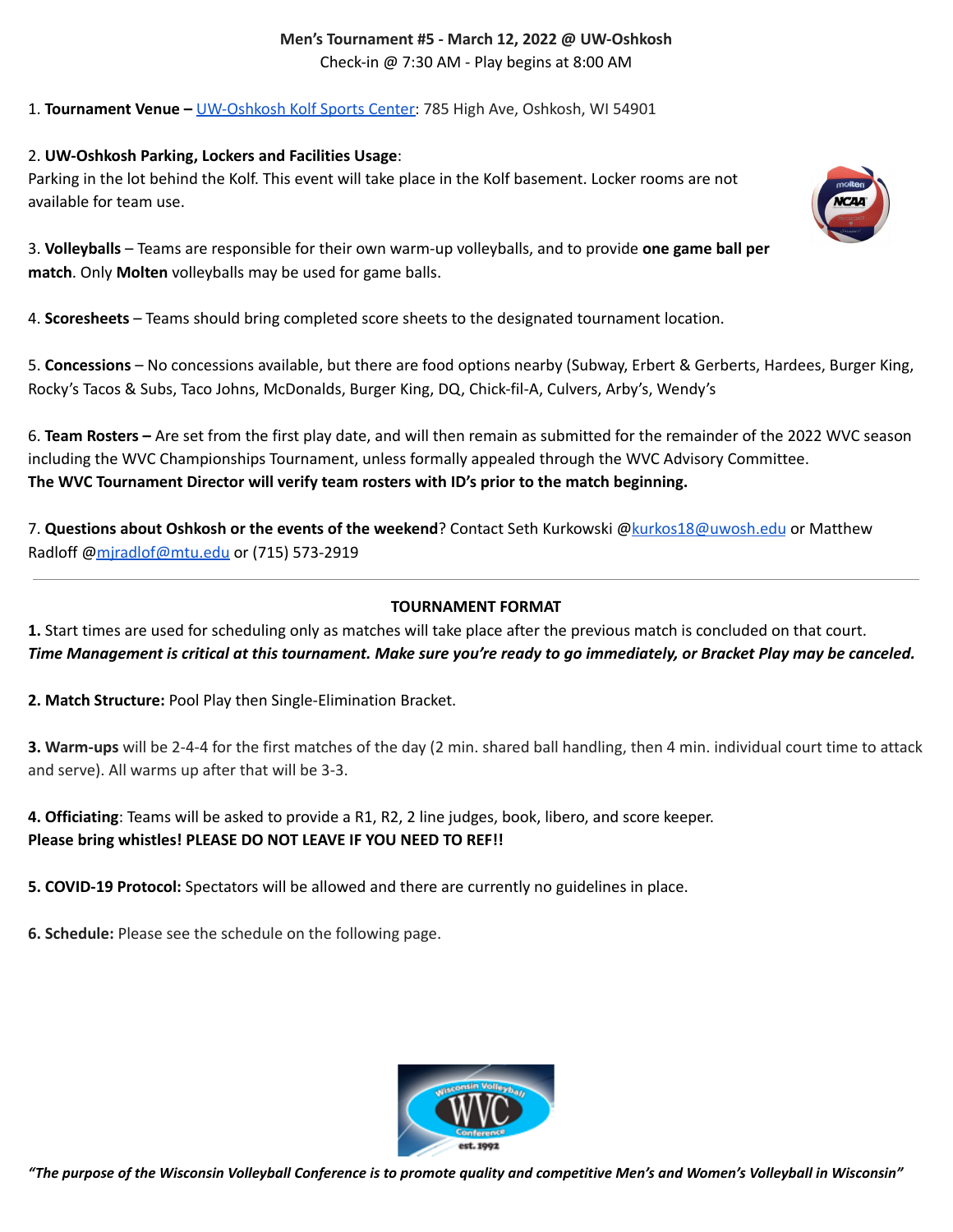**Men's Tournament #5 - March 12, 2022 @ UW-Oshkosh**

Check-in @ 7:30 AM - Play begins at 8:00 AM

1. **Tournament Venue –** UW-Oshkosh Kolf Sports Center: 785 High Ave, Oshkosh, WI 54901

2. **UW-Oshkosh Parking, Lockers and Facilities Usage**:
Parking in the lot behind the Kolf. This event will take place in the Kolf basement. Locker rooms are not available for team use.

3. **Volleyballs** – Teams are responsible for their own warm-up volleyballs, and to provide **one game ball per match**. Only **Molten** volleyballs may be used for game balls.

4. **Scoresheets** – Teams should bring completed score sheets to the designated tournament location.

5. **Concessions** – No concessions available, but there are food options nearby (Subway, Erbert & Gerberts, Hardees, Burger King, Rocky's Tacos & Subs, Taco Johns, McDonalds, Burger King, DQ, Chick-fil-A, Culvers, Arby's, Wendy's

6. **Team Rosters –** Are set from the first play date, and will then remain as submitted for the remainder of the 2022 WVC season including the WVC Championships Tournament, unless formally appealed through the WVC Advisory Committee.
**The WVC Tournament Director will verify team rosters with ID's prior to the match beginning.**

7. **Questions about Oshkosh or the events of the weekend**? Contact Seth Kurkowski @kurkos18@uwosh.edu or Matthew Radloff @mjradlof@mtu.edu or (715) 573-2919

---

**TOURNAMENT FORMAT**

**1.** Start times are used for scheduling only as matches will take place after the previous match is concluded on that court.
***Time Management is critical at this tournament. Make sure you're ready to go immediately, or Bracket Play may be canceled.***

**2. Match Structure:** Pool Play then Single-Elimination Bracket.

**3. Warm-ups** will be 2-4-4 for the first matches of the day (2 min. shared ball handling, then 4 min. individual court time to attack and serve). All warms up after that will be 3-3.

**4. Officiating**: Teams will be asked to provide a R1, R2, 2 line judges, book, libero, and score keeper.
**Please bring whistles! PLEASE DO NOT LEAVE IF YOU NEED TO REF!!**

**5. COVID-19 Protocol:** Spectators will be allowed and there are currently no guidelines in place.

**6. Schedule:** Please see the schedule on the following page.

*"The purpose of the Wisconsin Volleyball Conference is to promote quality and competitive Men's and Women's Volleyball in Wisconsin"*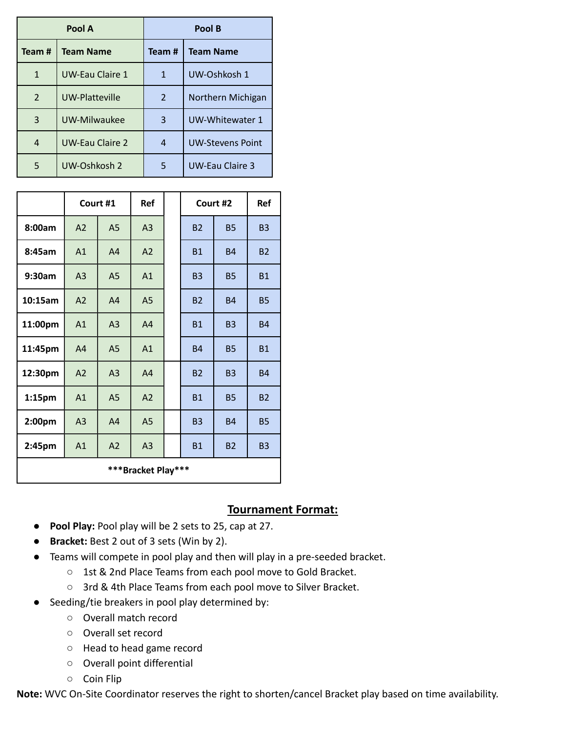| Pool A | | Pool B | |
|---|---|---|---|
| **Team #** | **Team Name** | **Team #** | **Team Name** |
| 1 | UW-Eau Claire 1 | 1 | UW-Oshkosh 1 |
| 2 | UW-Platteville | 2 | Northern Michigan |
| 3 | UW-Milwaukee | 3 | UW-Whitewater 1 |
| 4 | UW-Eau Claire 2 | 4 | UW-Stevens Point |
| 5 | UW-Oshkosh 2 | 5 | UW-Eau Claire 3 |

| | Court #1 | | Ref | | Court #2 | | Ref |
|---|---|---|---|---|---|---|---|
| **8:00am** | A2 | A5 | A3 | | B2 | B5 | B3 |
| **8:45am** | A1 | A4 | A2 | | B1 | B4 | B2 |
| **9:30am** | A3 | A5 | A1 | | B3 | B5 | B1 |
| **10:15am** | A2 | A4 | A5 | | B2 | B4 | B5 |
| **11:00pm** | A1 | A3 | A4 | | B1 | B3 | B4 |
| **11:45pm** | A4 | A5 | A1 | | B4 | B5 | B1 |
| **12:30pm** | A2 | A3 | A4 | | B2 | B3 | B4 |
| **1:15pm** | A1 | A5 | A2 | | B1 | B5 | B2 |
| **2:00pm** | A3 | A4 | A5 | | B3 | B4 | B5 |
| **2:45pm** | A1 | A2 | A3 | | B1 | B2 | B3 |
| *****Bracket Play***** | | | | | | | |

## Tournament Format:

- **Pool Play:** Pool play will be 2 sets to 25, cap at 27.
- **Bracket:** Best 2 out of 3 sets (Win by 2).
- Teams will compete in pool play and then will play in a pre-seeded bracket.
  - 1st & 2nd Place Teams from each pool move to Gold Bracket.
  - 3rd & 4th Place Teams from each pool move to Silver Bracket.
- Seeding/tie breakers in pool play determined by:
  - Overall match record
  - Overall set record
  - Head to head game record
  - Overall point differential
  - Coin Flip

**Note:** WVC On-Site Coordinator reserves the right to shorten/cancel Bracket play based on time availability.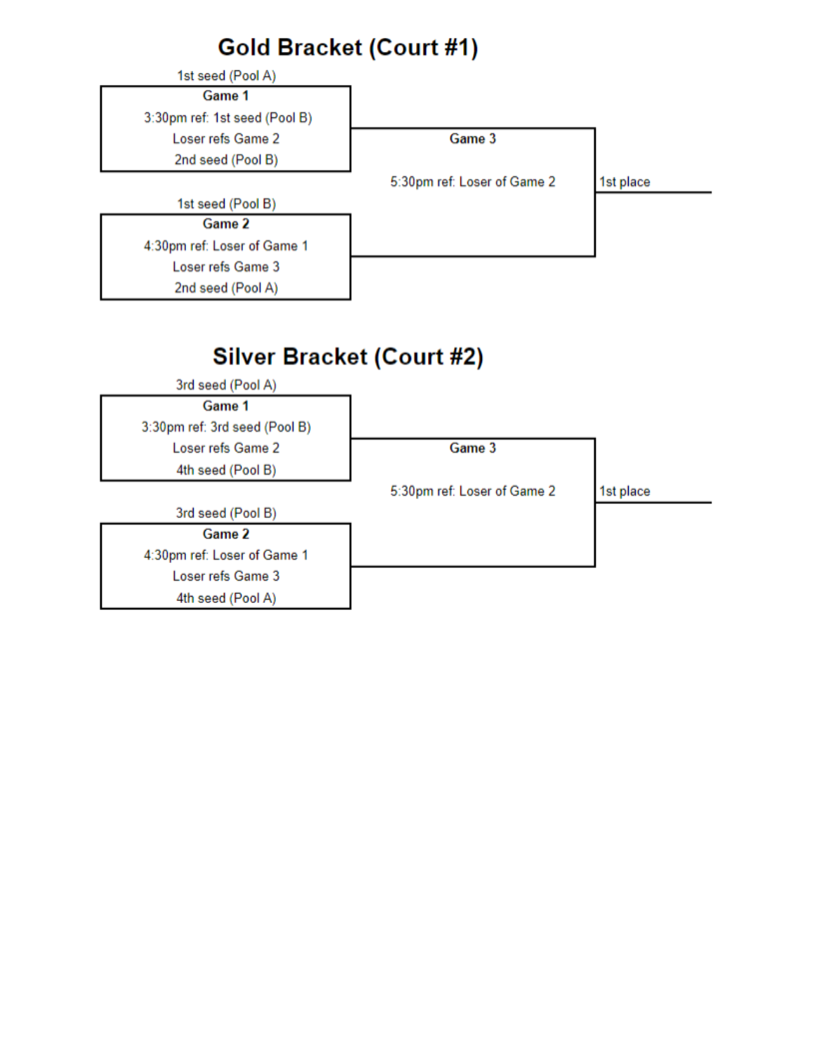# Gold Bracket (Court #1)

1st seed (Pool A)

**Game 1**

3:30pm ref: 1st seed (Pool B)

Loser refs Game 2

2nd seed (Pool B)

1st seed (Pool B)

**Game 2**

4:30pm ref: Loser of Game 1

Loser refs Game 3

2nd seed (Pool A)

**Game 3**

5:30pm ref: Loser of Game 2

1st place

# Silver Bracket (Court #2)

3rd seed (Pool A)

**Game 1**

3:30pm ref: 3rd seed (Pool B)

Loser refs Game 2

4th seed (Pool B)

3rd seed (Pool B)

**Game 2**

4:30pm ref: Loser of Game 1

Loser refs Game 3

4th seed (Pool A)

**Game 3**

5:30pm ref: Loser of Game 2

1st place